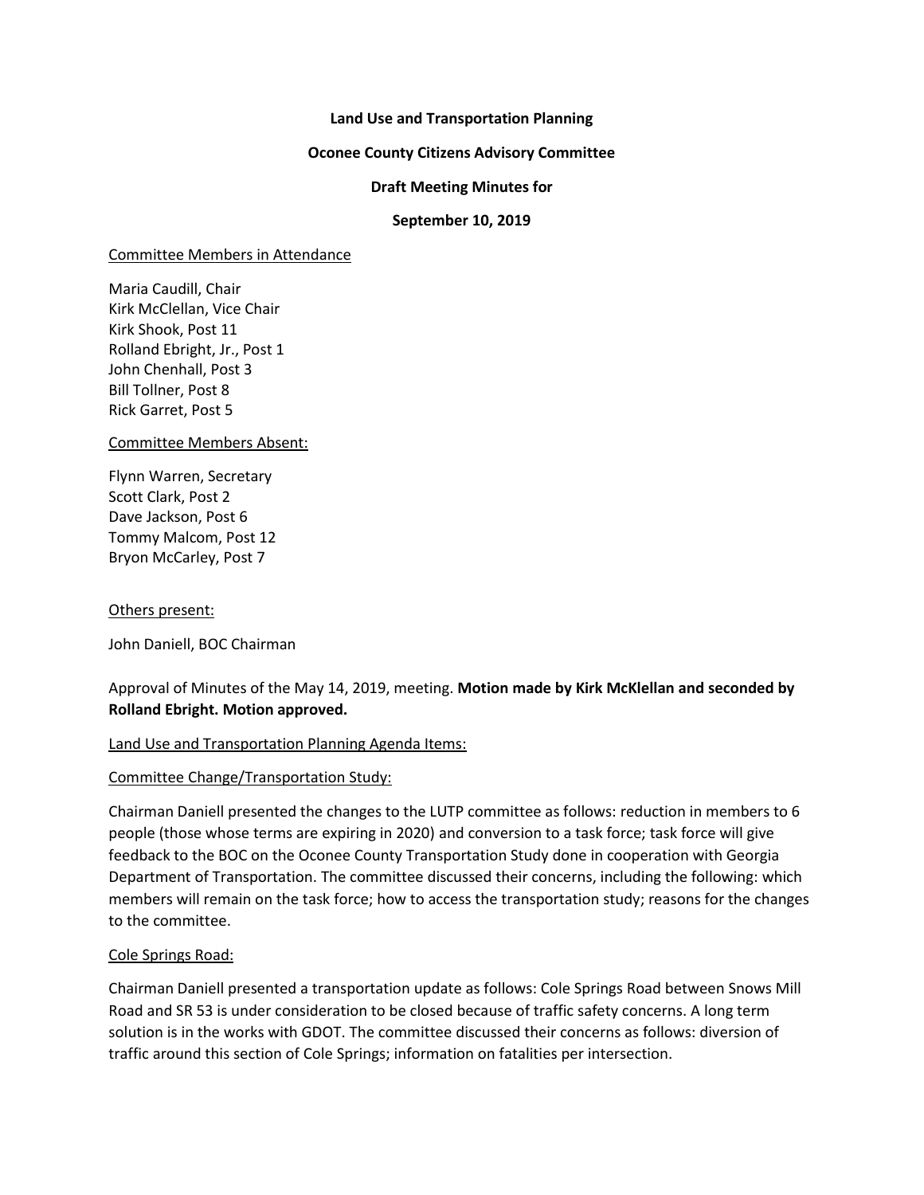**Land Use and Transportation Planning**

**Oconee County Citizens Advisory Committee**

**Draft Meeting Minutes for**

**September 10, 2019**

Committee Members in Attendance

Maria Caudill, Chair
Kirk McClellan, Vice Chair
Kirk Shook, Post 11
Rolland Ebright, Jr., Post 1
John Chenhall, Post 3
Bill Tollner, Post 8
Rick Garret, Post 5

Committee Members Absent:

Flynn Warren, Secretary
Scott Clark, Post 2
Dave Jackson, Post 6
Tommy Malcom, Post 12
Bryon McCarley, Post 7

Others present:

John Daniell, BOC Chairman

Approval of Minutes of the May 14, 2019, meeting. **Motion made by Kirk McKlellan and seconded by Rolland Ebright. Motion approved.**

Land Use and Transportation Planning Agenda Items:

Committee Change/Transportation Study:

Chairman Daniell presented the changes to the LUTP committee as follows: reduction in members to 6 people (those whose terms are expiring in 2020) and conversion to a task force; task force will give feedback to the BOC on the Oconee County Transportation Study done in cooperation with Georgia Department of Transportation. The committee discussed their concerns, including the following: which members will remain on the task force; how to access the transportation study; reasons for the changes to the committee.

Cole Springs Road:

Chairman Daniell presented a transportation update as follows: Cole Springs Road between Snows Mill Road and SR 53 is under consideration to be closed because of traffic safety concerns. A long term solution is in the works with GDOT. The committee discussed their concerns as follows: diversion of traffic around this section of Cole Springs; information on fatalities per intersection.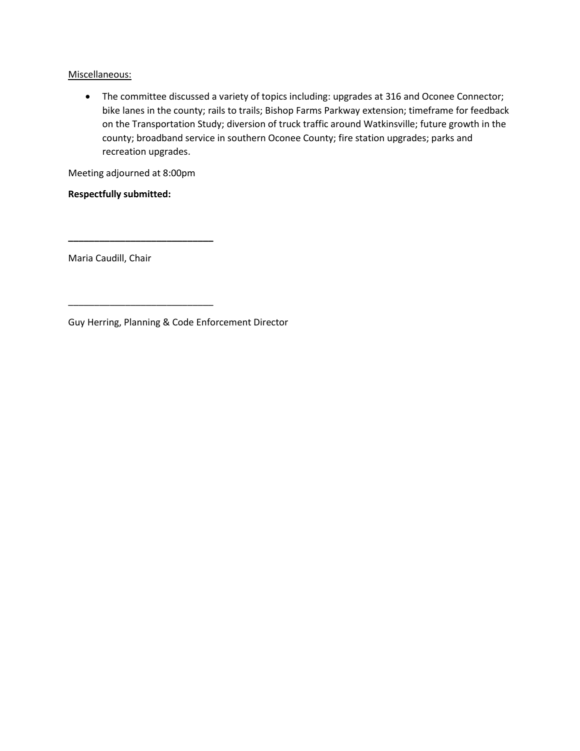Miscellaneous:

- The committee discussed a variety of topics including: upgrades at 316 and Oconee Connector; bike lanes in the county; rails to trails; Bishop Farms Parkway extension; timeframe for feedback on the Transportation Study; diversion of truck traffic around Watkinsville; future growth in the county; broadband service in southern Oconee County; fire station upgrades; parks and recreation upgrades.

Meeting adjourned at 8:00pm

**Respectfully submitted:**

**____________________________**

Maria Caudill, Chair

____________________________

Guy Herring, Planning & Code Enforcement Director